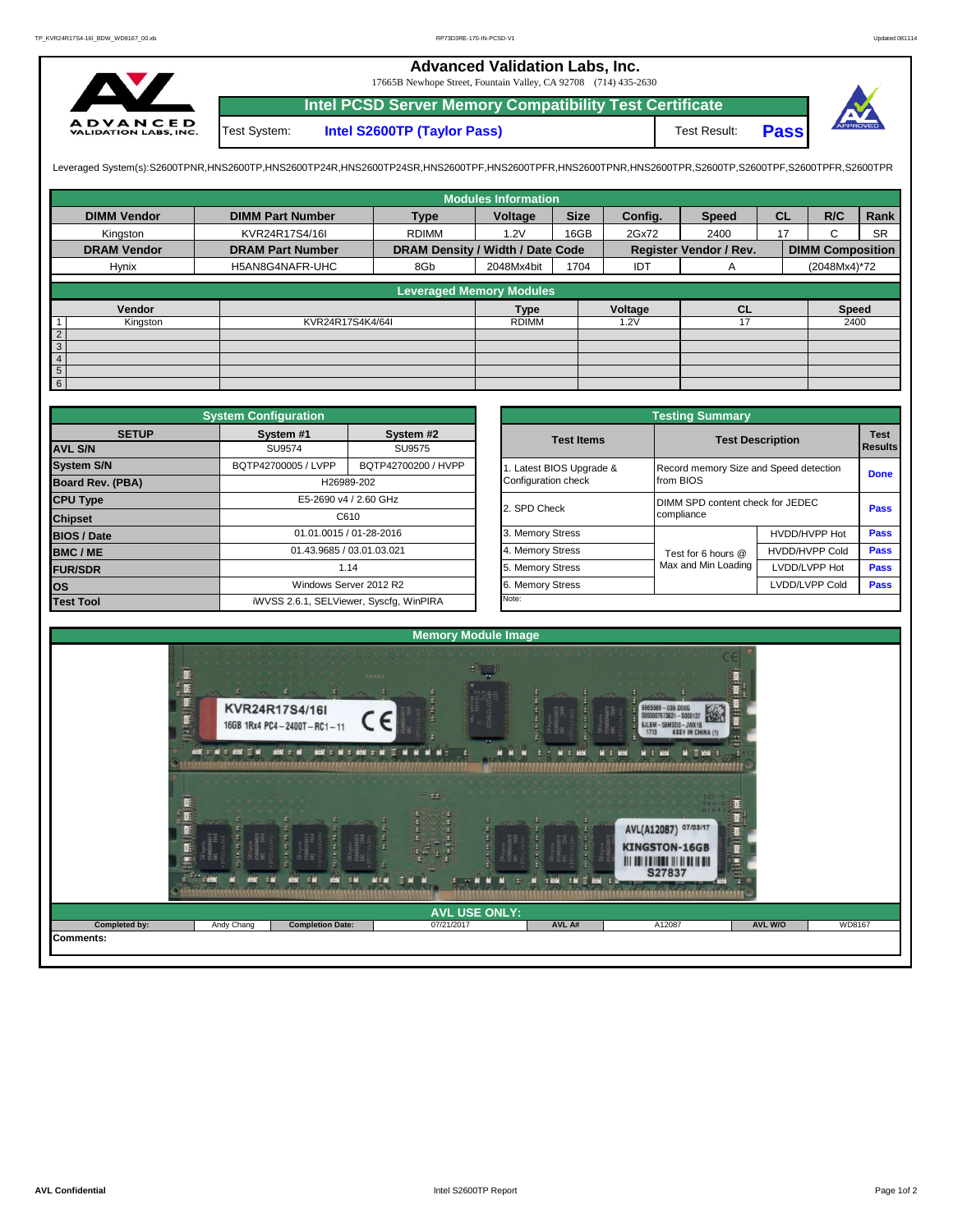# Advanced Validation Labs, Inc.

17665B Newhope Street, Fountain Valley, CA 92708 (714) 435-2630

## Intel PCSD Server Memory Compatibility Test Certificate

Test System: **Intel S2600TP (Taylor Pass)**    Test Result: **Pass**

Leveraged System(s):S2600TPNR,HNS2600TP,HNS2600TP24R,HNS2600TP24SR,HNS2600TPF,HNS2600TPFR,HNS2600TPNR,HNS2600TPR,S2600TP,S2600TPF,S2600TPFR,S2600TPR

### Modules Information

| DIMM Vendor | DIMM Part Number | Type | Voltage | Size | Config. | Speed | CL | R/C | Rank |
|---|---|---|---|---|---|---|---|---|---|
| Kingston | KVR24R17S4/16I | RDIMM | 1.2V | 16GB | 2Gx72 | 2400 | 17 | C | SR |
| **DRAM Vendor** | **DRAM Part Number** | **DRAM Density / Width / Date Code** | | | **Register Vendor / Rev.** | | **DIMM Composition** | | |
| Hynix | H5AN8G4NAFR-UHC | 8Gb | 2048Mx4bit | 1704 | IDT | A | (2048Mx4)*72 | | |

### Leveraged Memory Modules

| | Vendor | | Type | Voltage | CL | Speed |
|---|---|---|---|---|---|---|
| 1 | Kingston | KVR24R17S4K4/64I | RDIMM | 1.2V | 17 | 2400 |
| 2 | | | | | | |
| 3 | | | | | | |
| 4 | | | | | | |
| 5 | | | | | | |
| 6 | | | | | | |

### System Configuration

| SETUP | System #1 | System #2 |
|---|---|---|
| AVL S/N | SU9574 | SU9575 |
| System S/N | BQTP42700005 / LVPP | BQTP42700200 / HVPP |
| Board Rev. (PBA) | H26989-202 | |
| CPU Type | E5-2690 v4 / 2.60 GHz | |
| Chipset | C610 | |
| BIOS / Date | 01.01.0015 / 01-28-2016 | |
| BMC / ME | 01.43.9685 / 03.01.03.021 | |
| FUR/SDR | 1.14 | |
| OS | Windows Server 2012 R2 | |
| Test Tool | iWVSS 2.6.1, SELViewer, Syscfg, WinPIRA | |

### Testing Summary

| Test Items | Test Description | | Test Results |
|---|---|---|---|
| 1. Latest BIOS Upgrade & Configuration check | Record memory Size and Speed detection from BIOS | | Done |
| 2. SPD Check | DIMM SPD content check for JEDEC compliance | | Pass |
| 3. Memory Stress | Test for 6 hours @ Max and Min Loading | HVDD/HVPP Hot | Pass |
| 4. Memory Stress | | HVDD/HVPP Cold | Pass |
| 5. Memory Stress | | LVDD/LVPP Hot | Pass |
| 6. Memory Stress | | LVDD/LVPP Cold | Pass |
| Note: | | | |

### Memory Module Image

### AVL USE ONLY:

| Completed by: | Andy Chang | Completion Date: | 07/21/2017 | AVL A# | A12087 | AVL W/O | WD8167 |
|---|---|---|---|---|---|---|---|

Comments: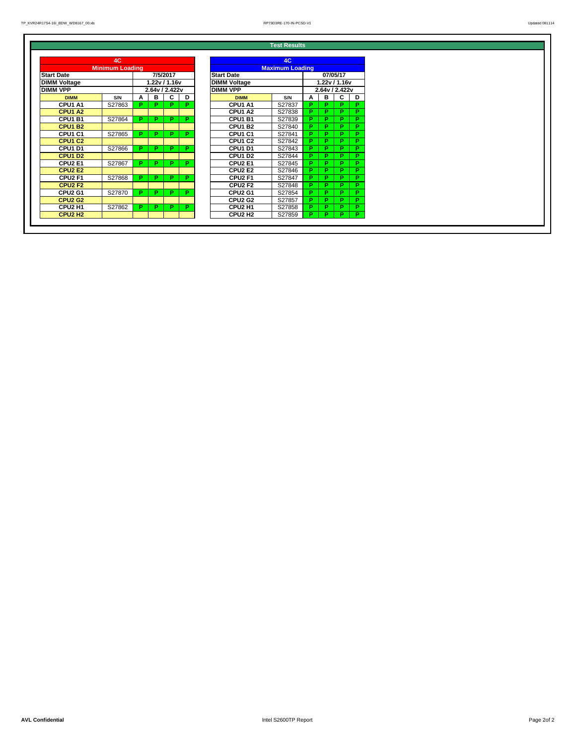## Test Results

| 4C Minimum Loading | | | | | |
|---|---|---|---|---|---|
| **Start Date** | | 7/5/2017 | | | |
| **DIMM Voltage** | | 1.22v / 1.16v | | | |
| **DIMM VPP** | | 2.64v / 2.422v | | | |
| **DIMM** | **S/N** | **A** | **B** | **C** | **D** |
| CPU1 A1 | S27863 | P | P | P | P |
| CPU1 A2 | | | | | |
| CPU1 B1 | S27864 | P | P | P | P |
| CPU1 B2 | | | | | |
| CPU1 C1 | S27865 | P | P | P | P |
| CPU1 C2 | | | | | |
| CPU1 D1 | S27866 | P | P | P | P |
| CPU1 D2 | | | | | |
| CPU2 E1 | S27867 | P | P | P | P |
| CPU2 E2 | | | | | |
| CPU2 F1 | S27868 | P | P | P | P |
| CPU2 F2 | | | | | |
| CPU2 G1 | S27870 | P | P | P | P |
| CPU2 G2 | | | | | |
| CPU2 H1 | S27862 | P | P | P | P |
| CPU2 H2 | | | | | |

| 4C Maximum Loading | | | | | |
|---|---|---|---|---|---|
| **Start Date** | | 07/05/17 | | | |
| **DIMM Voltage** | | 1.22v / 1.16v | | | |
| **DIMM VPP** | | 2.64v / 2.422v | | | |
| **DIMM** | **S/N** | **A** | **B** | **C** | **D** |
| CPU1 A1 | S27837 | P | P | P | P |
| CPU1 A2 | S27838 | P | P | P | P |
| CPU1 B1 | S27839 | P | P | P | P |
| CPU1 B2 | S27840 | P | P | P | P |
| CPU1 C1 | S27841 | P | P | P | P |
| CPU1 C2 | S27842 | P | P | P | P |
| CPU1 D1 | S27843 | P | P | P | P |
| CPU1 D2 | S27844 | P | P | P | P |
| CPU2 E1 | S27845 | P | P | P | P |
| CPU2 E2 | S27846 | P | P | P | P |
| CPU2 F1 | S27847 | P | P | P | P |
| CPU2 F2 | S27848 | P | P | P | P |
| CPU2 G1 | S27854 | P | P | P | P |
| CPU2 G2 | S27857 | P | P | P | P |
| CPU2 H1 | S27858 | P | P | P | P |
| CPU2 H2 | S27859 | P | P | P | P |